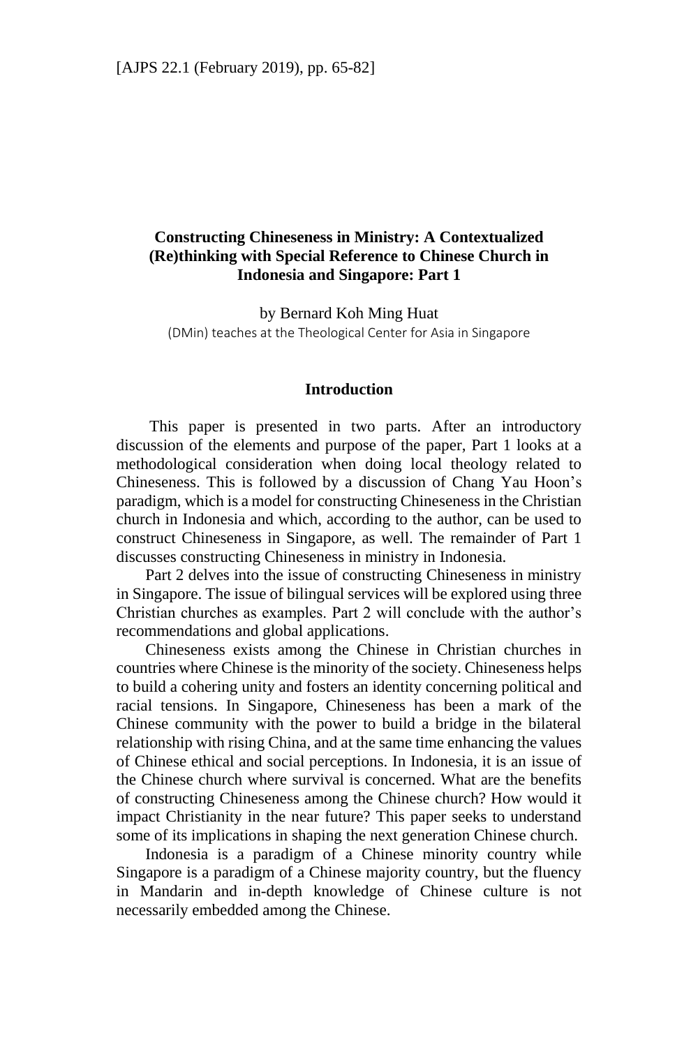# Constructing Chineseness in Ministry: A Contextualized (Re)thinking with Special Reference to Chinese Church in Indonesia and Singapore: Part 1

by Bernard Koh Ming Huat

(DMin) teaches at the Theological Center for Asia in Singapore

## Introduction

This paper is presented in two parts. After an introductory discussion of the elements and purpose of the paper, Part 1 looks at a methodological consideration when doing local theology related to Chineseness. This is followed by a discussion of Chang Yau Hoon's paradigm, which is a model for constructing Chineseness in the Christian church in Indonesia and which, according to the author, can be used to construct Chineseness in Singapore, as well. The remainder of Part 1 discusses constructing Chineseness in ministry in Indonesia.

Part 2 delves into the issue of constructing Chineseness in ministry in Singapore. The issue of bilingual services will be explored using three Christian churches as examples. Part 2 will conclude with the author's recommendations and global applications.

Chineseness exists among the Chinese in Christian churches in countries where Chinese is the minority of the society. Chineseness helps to build a cohering unity and fosters an identity concerning political and racial tensions. In Singapore, Chineseness has been a mark of the Chinese community with the power to build a bridge in the bilateral relationship with rising China, and at the same time enhancing the values of Chinese ethical and social perceptions. In Indonesia, it is an issue of the Chinese church where survival is concerned. What are the benefits of constructing Chineseness among the Chinese church? How would it impact Christianity in the near future? This paper seeks to understand some of its implications in shaping the next generation Chinese church.

Indonesia is a paradigm of a Chinese minority country while Singapore is a paradigm of a Chinese majority country, but the fluency in Mandarin and in-depth knowledge of Chinese culture is not necessarily embedded among the Chinese.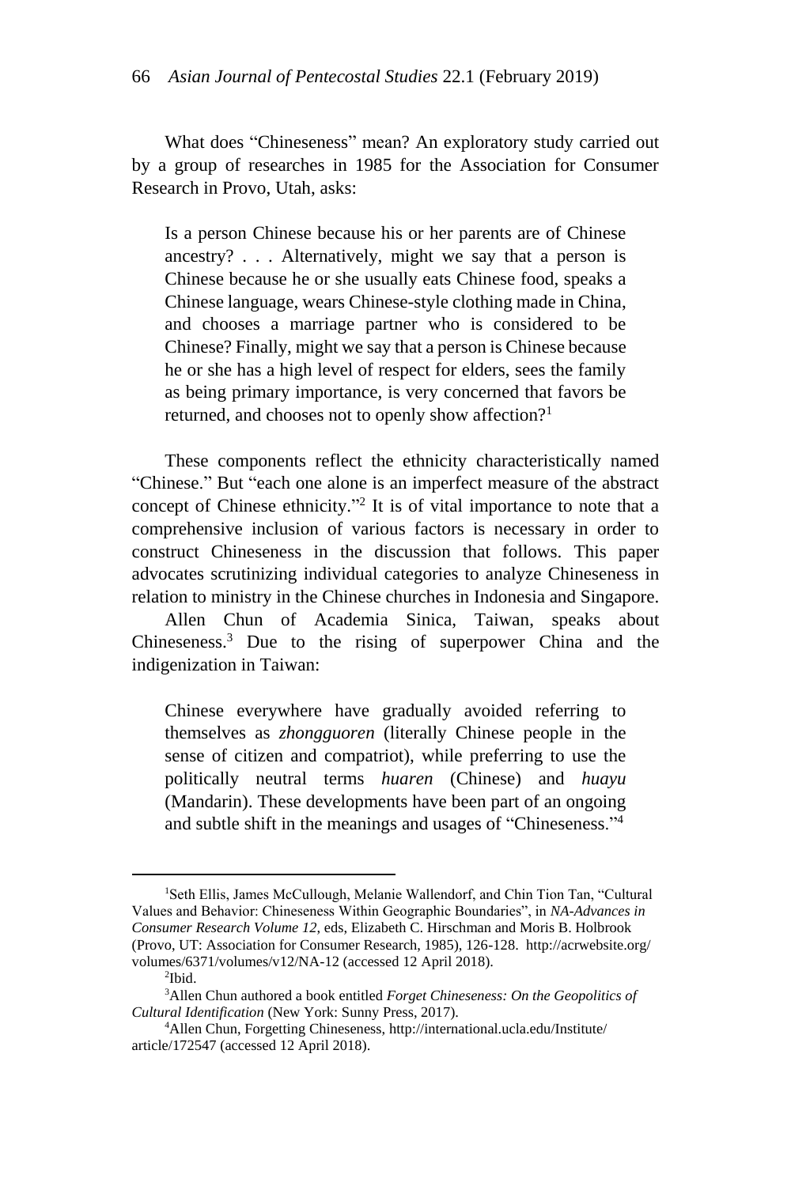What does "Chineseness" mean? An exploratory study carried out by a group of researches in 1985 for the Association for Consumer Research in Provo, Utah, asks:

> Is a person Chinese because his or her parents are of Chinese ancestry? . . . Alternatively, might we say that a person is Chinese because he or she usually eats Chinese food, speaks a Chinese language, wears Chinese-style clothing made in China, and chooses a marriage partner who is considered to be Chinese? Finally, might we say that a person is Chinese because he or she has a high level of respect for elders, sees the family as being primary importance, is very concerned that favors be returned, and chooses not to openly show affection?[1]

These components reflect the ethnicity characteristically named "Chinese." But "each one alone is an imperfect measure of the abstract concept of Chinese ethnicity."[2] It is of vital importance to note that a comprehensive inclusion of various factors is necessary in order to construct Chineseness in the discussion that follows. This paper advocates scrutinizing individual categories to analyze Chineseness in relation to ministry in the Chinese churches in Indonesia and Singapore.

Allen Chun of Academia Sinica, Taiwan, speaks about Chineseness.[3] Due to the rising of superpower China and the indigenization in Taiwan:

> Chinese everywhere have gradually avoided referring to themselves as *zhongguoren* (literally Chinese people in the sense of citizen and compatriot), while preferring to use the politically neutral terms *huaren* (Chinese) and *huayu* (Mandarin). These developments have been part of an ongoing and subtle shift in the meanings and usages of "Chineseness."[4]

---

[1]Seth Ellis, James McCullough, Melanie Wallendorf, and Chin Tion Tan, "Cultural Values and Behavior: Chineseness Within Geographic Boundaries", in *NA-Advances in Consumer Research Volume 12*, eds, Elizabeth C. Hirschman and Moris B. Holbrook (Provo, UT: Association for Consumer Research, 1985), 126-128. http://acrwebsite.org/volumes/6371/volumes/v12/NA-12 (accessed 12 April 2018).

[2]Ibid.

[3]Allen Chun authored a book entitled *Forget Chineseness: On the Geopolitics of Cultural Identification* (New York: Sunny Press, 2017).

[4]Allen Chun, Forgetting Chineseness, http://international.ucla.edu/Institute/article/172547 (accessed 12 April 2018).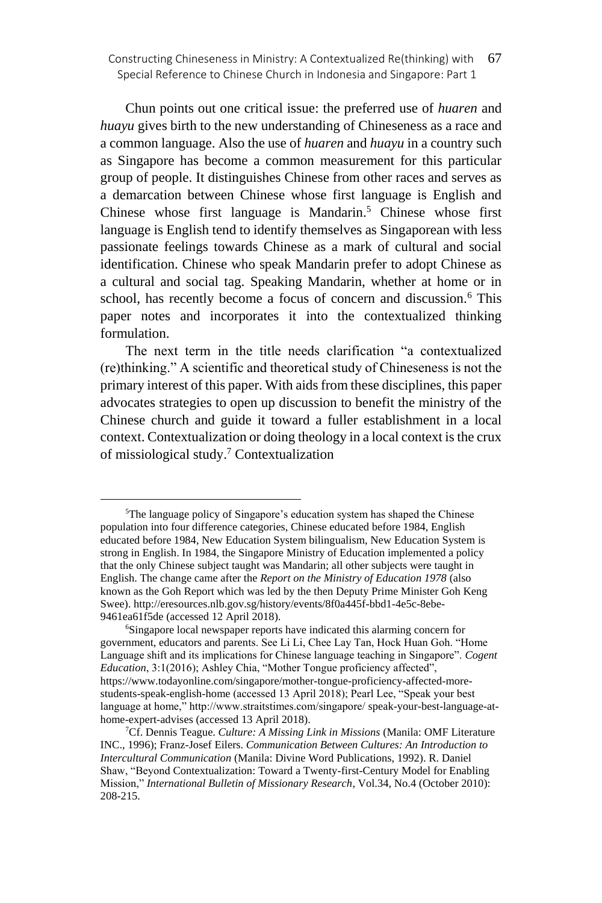Chun points out one critical issue: the preferred use of *huaren* and *huayu* gives birth to the new understanding of Chineseness as a race and a common language. Also the use of *huaren* and *huayu* in a country such as Singapore has become a common measurement for this particular group of people. It distinguishes Chinese from other races and serves as a demarcation between Chinese whose first language is English and Chinese whose first language is Mandarin.[5] Chinese whose first language is English tend to identify themselves as Singaporean with less passionate feelings towards Chinese as a mark of cultural and social identification. Chinese who speak Mandarin prefer to adopt Chinese as a cultural and social tag. Speaking Mandarin, whether at home or in school, has recently become a focus of concern and discussion.[6] This paper notes and incorporates it into the contextualized thinking formulation.

The next term in the title needs clarification "a contextualized (re)thinking." A scientific and theoretical study of Chineseness is not the primary interest of this paper. With aids from these disciplines, this paper advocates strategies to open up discussion to benefit the ministry of the Chinese church and guide it toward a fuller establishment in a local context. Contextualization or doing theology in a local context is the crux of missiological study.[7] Contextualization

---

[5]The language policy of Singapore's education system has shaped the Chinese population into four difference categories, Chinese educated before 1984, English educated before 1984, New Education System bilingualism, New Education System is strong in English. In 1984, the Singapore Ministry of Education implemented a policy that the only Chinese subject taught was Mandarin; all other subjects were taught in English. The change came after the *Report on the Ministry of Education 1978* (also known as the Goh Report which was led by the then Deputy Prime Minister Goh Keng Swee). http://eresources.nlb.gov.sg/history/events/8f0a445f-bbd1-4e5c-8ebe-9461ea61f5de (accessed 12 April 2018).

[6]Singapore local newspaper reports have indicated this alarming concern for government, educators and parents. See Li Li, Chee Lay Tan, Hock Huan Goh. "Home Language shift and its implications for Chinese language teaching in Singapore". *Cogent Education*, 3:1(2016); Ashley Chia, "Mother Tongue proficiency affected", https://www.todayonline.com/singapore/mother-tongue-proficiency-affected-more-students-speak-english-home (accessed 13 April 2018); Pearl Lee, "Speak your best language at home," http://www.straitstimes.com/singapore/ speak-your-best-language-at-home-expert-advises (accessed 13 April 2018).

[7]Cf. Dennis Teague. *Culture: A Missing Link in Missions* (Manila: OMF Literature INC., 1996); Franz-Josef Eilers. *Communication Between Cultures: An Introduction to Intercultural Communication* (Manila: Divine Word Publications, 1992). R. Daniel Shaw, "Beyond Contextualization: Toward a Twenty-first-Century Model for Enabling Mission," *International Bulletin of Missionary Research*, Vol.34, No.4 (October 2010): 208-215.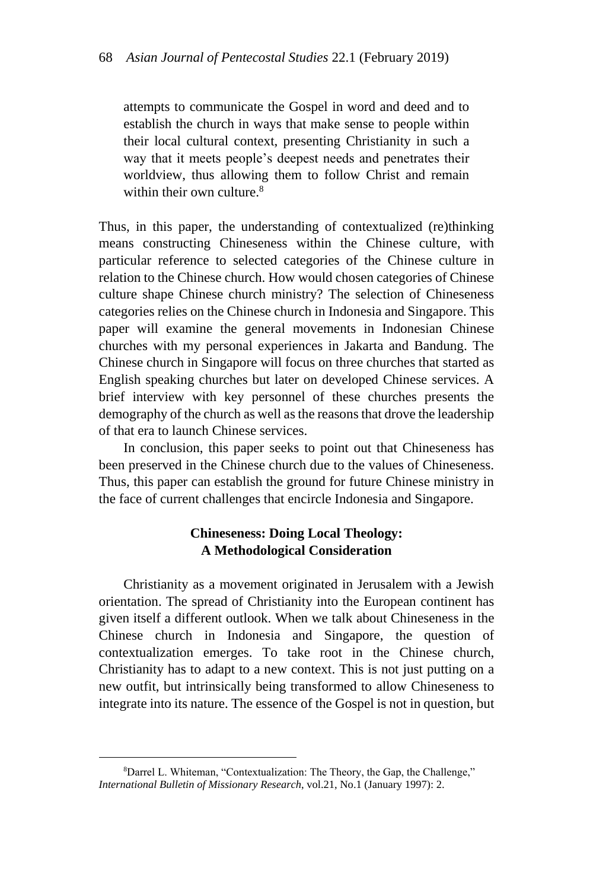> attempts to communicate the Gospel in word and deed and to establish the church in ways that make sense to people within their local cultural context, presenting Christianity in such a way that it meets people's deepest needs and penetrates their worldview, thus allowing them to follow Christ and remain within their own culture.[8]

Thus, in this paper, the understanding of contextualized (re)thinking means constructing Chineseness within the Chinese culture, with particular reference to selected categories of the Chinese culture in relation to the Chinese church. How would chosen categories of Chinese culture shape Chinese church ministry? The selection of Chineseness categories relies on the Chinese church in Indonesia and Singapore. This paper will examine the general movements in Indonesian Chinese churches with my personal experiences in Jakarta and Bandung. The Chinese church in Singapore will focus on three churches that started as English speaking churches but later on developed Chinese services. A brief interview with key personnel of these churches presents the demography of the church as well as the reasons that drove the leadership of that era to launch Chinese services.

In conclusion, this paper seeks to point out that Chineseness has been preserved in the Chinese church due to the values of Chineseness. Thus, this paper can establish the ground for future Chinese ministry in the face of current challenges that encircle Indonesia and Singapore.

## Chineseness: Doing Local Theology: A Methodological Consideration

Christianity as a movement originated in Jerusalem with a Jewish orientation. The spread of Christianity into the European continent has given itself a different outlook. When we talk about Chineseness in the Chinese church in Indonesia and Singapore, the question of contextualization emerges. To take root in the Chinese church, Christianity has to adapt to a new context. This is not just putting on a new outfit, but intrinsically being transformed to allow Chineseness to integrate into its nature. The essence of the Gospel is not in question, but

---

[8]Darrel L. Whiteman, "Contextualization: The Theory, the Gap, the Challenge," *International Bulletin of Missionary Research*, vol.21, No.1 (January 1997): 2.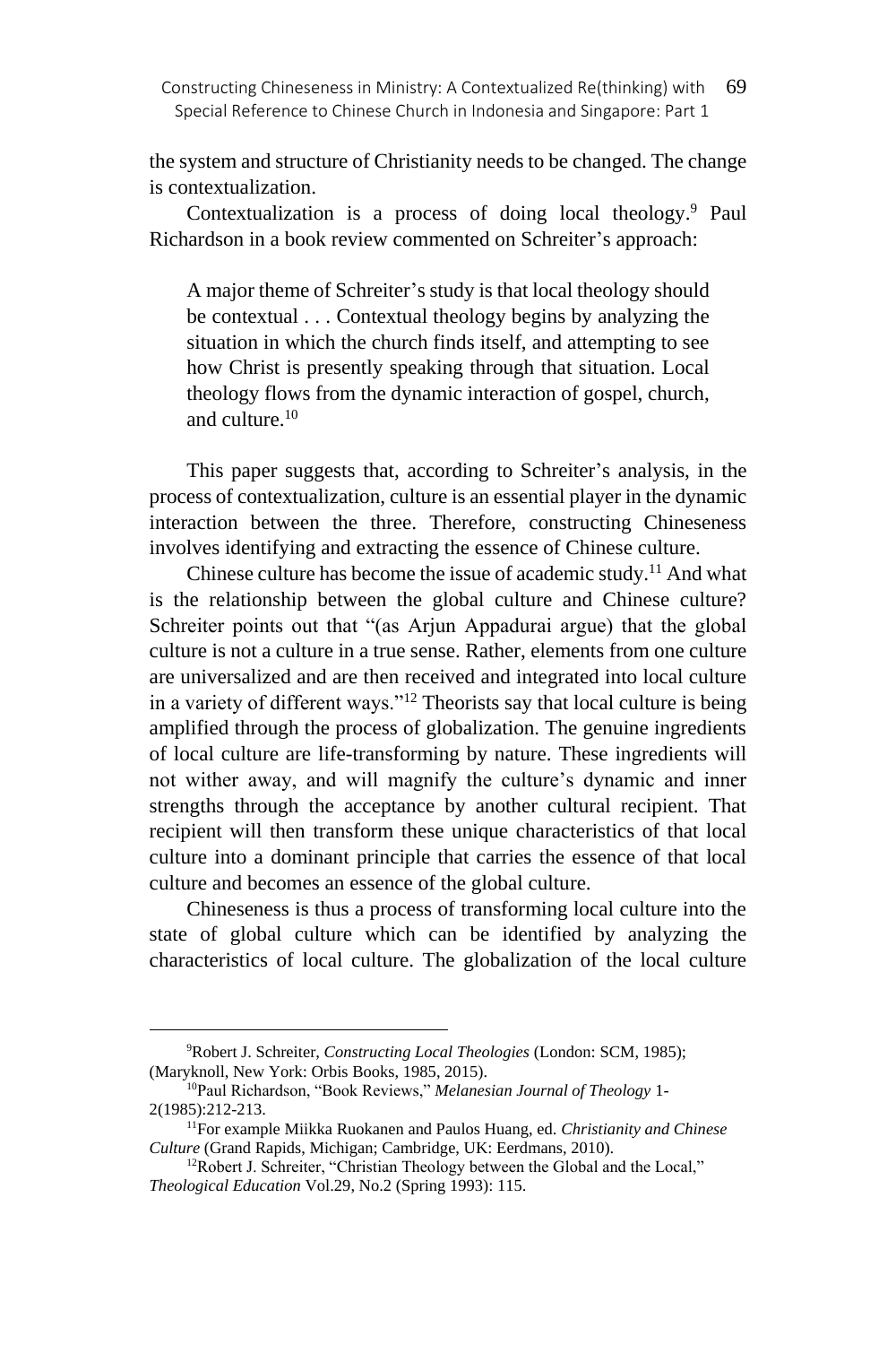the system and structure of Christianity needs to be changed. The change is contextualization.

Contextualization is a process of doing local theology.[9] Paul Richardson in a book review commented on Schreiter's approach:

> A major theme of Schreiter's study is that local theology should be contextual . . . Contextual theology begins by analyzing the situation in which the church finds itself, and attempting to see how Christ is presently speaking through that situation. Local theology flows from the dynamic interaction of gospel, church, and culture.[10]

This paper suggests that, according to Schreiter's analysis, in the process of contextualization, culture is an essential player in the dynamic interaction between the three. Therefore, constructing Chineseness involves identifying and extracting the essence of Chinese culture.

Chinese culture has become the issue of academic study.[11] And what is the relationship between the global culture and Chinese culture? Schreiter points out that "(as Arjun Appadurai argue) that the global culture is not a culture in a true sense. Rather, elements from one culture are universalized and are then received and integrated into local culture in a variety of different ways."[12] Theorists say that local culture is being amplified through the process of globalization. The genuine ingredients of local culture are life-transforming by nature. These ingredients will not wither away, and will magnify the culture's dynamic and inner strengths through the acceptance by another cultural recipient. That recipient will then transform these unique characteristics of that local culture into a dominant principle that carries the essence of that local culture and becomes an essence of the global culture.

Chineseness is thus a process of transforming local culture into the state of global culture which can be identified by analyzing the characteristics of local culture. The globalization of the local culture

---

[9] Robert J. Schreiter, *Constructing Local Theologies* (London: SCM, 1985); (Maryknoll, New York: Orbis Books, 1985, 2015).

[10] Paul Richardson, "Book Reviews," *Melanesian Journal of Theology* 1-2(1985):212-213.

[11] For example Miikka Ruokanen and Paulos Huang, ed. *Christianity and Chinese Culture* (Grand Rapids, Michigan; Cambridge, UK: Eerdmans, 2010).

[12] Robert J. Schreiter, "Christian Theology between the Global and the Local," *Theological Education* Vol.29, No.2 (Spring 1993): 115.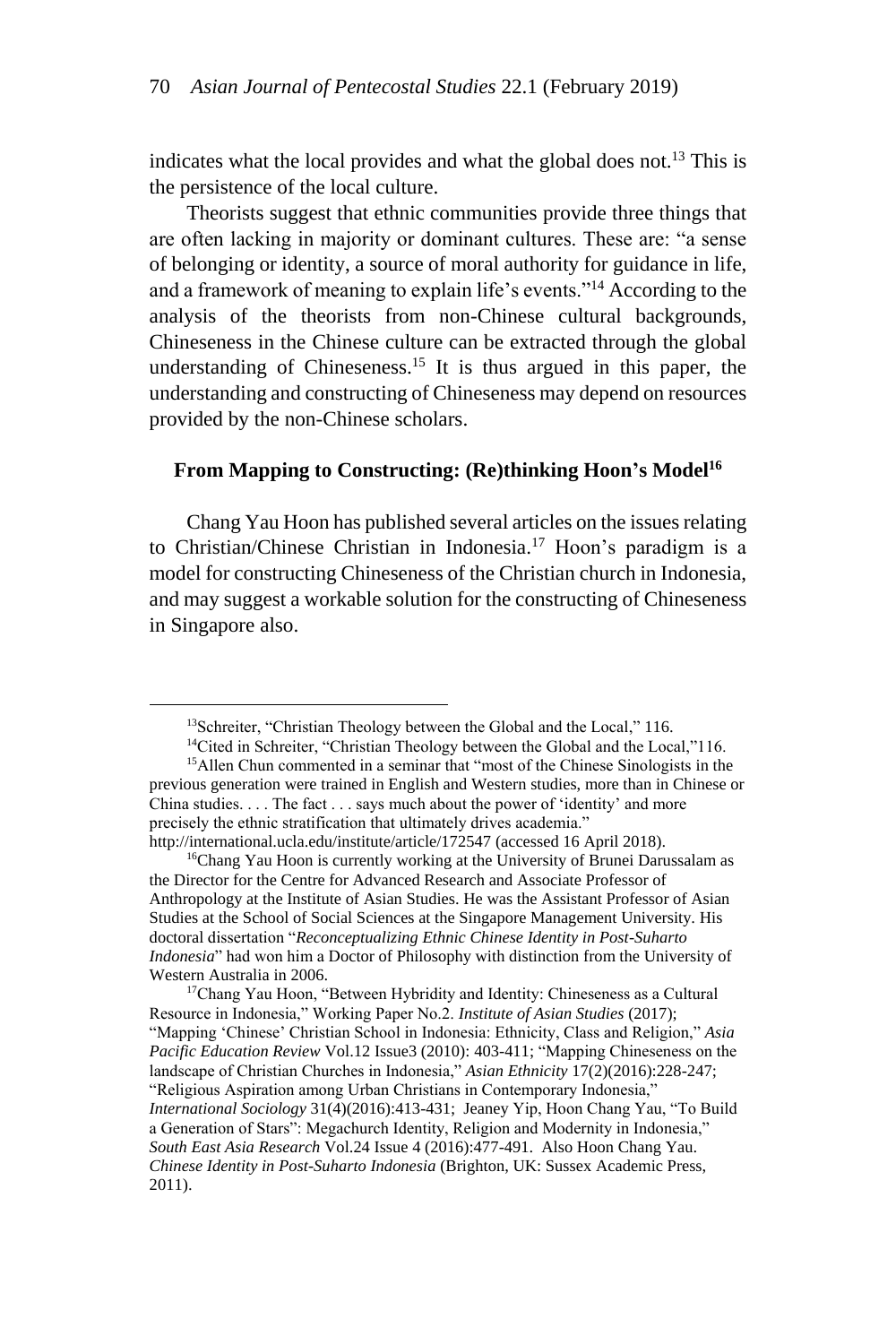indicates what the local provides and what the global does not.[13] This is the persistence of the local culture.

Theorists suggest that ethnic communities provide three things that are often lacking in majority or dominant cultures. These are: "a sense of belonging or identity, a source of moral authority for guidance in life, and a framework of meaning to explain life's events."[14] According to the analysis of the theorists from non-Chinese cultural backgrounds, Chineseness in the Chinese culture can be extracted through the global understanding of Chineseness.[15] It is thus argued in this paper, the understanding and constructing of Chineseness may depend on resources provided by the non-Chinese scholars.

## From Mapping to Constructing: (Re)thinking Hoon's Model[16]

Chang Yau Hoon has published several articles on the issues relating to Christian/Chinese Christian in Indonesia.[17] Hoon's paradigm is a model for constructing Chineseness of the Christian church in Indonesia, and may suggest a workable solution for the constructing of Chineseness in Singapore also.

---

[13]Schreiter, "Christian Theology between the Global and the Local," 116.

[14]Cited in Schreiter, "Christian Theology between the Global and the Local,"116.

[15]Allen Chun commented in a seminar that "most of the Chinese Sinologists in the previous generation were trained in English and Western studies, more than in Chinese or China studies. . . . The fact . . . says much about the power of 'identity' and more precisely the ethnic stratification that ultimately drives academia." http://international.ucla.edu/institute/article/172547 (accessed 16 April 2018).

[16]Chang Yau Hoon is currently working at the University of Brunei Darussalam as the Director for the Centre for Advanced Research and Associate Professor of Anthropology at the Institute of Asian Studies. He was the Assistant Professor of Asian Studies at the School of Social Sciences at the Singapore Management University. His doctoral dissertation "*Reconceptualizing Ethnic Chinese Identity in Post-Suharto Indonesia*" had won him a Doctor of Philosophy with distinction from the University of Western Australia in 2006.

[17]Chang Yau Hoon, "Between Hybridity and Identity: Chineseness as a Cultural Resource in Indonesia," Working Paper No.2. *Institute of Asian Studies* (2017); "Mapping 'Chinese' Christian School in Indonesia: Ethnicity, Class and Religion," *Asia Pacific Education Review* Vol.12 Issue3 (2010): 403-411; "Mapping Chineseness on the landscape of Christian Churches in Indonesia," *Asian Ethnicity* 17(2)(2016):228-247; "Religious Aspiration among Urban Christians in Contemporary Indonesia," *International Sociology* 31(4)(2016):413-431; Jeaney Yip, Hoon Chang Yau, "To Build a Generation of Stars": Megachurch Identity, Religion and Modernity in Indonesia," *South East Asia Research* Vol.24 Issue 4 (2016):477-491. Also Hoon Chang Yau. *Chinese Identity in Post-Suharto Indonesia* (Brighton, UK: Sussex Academic Press, 2011).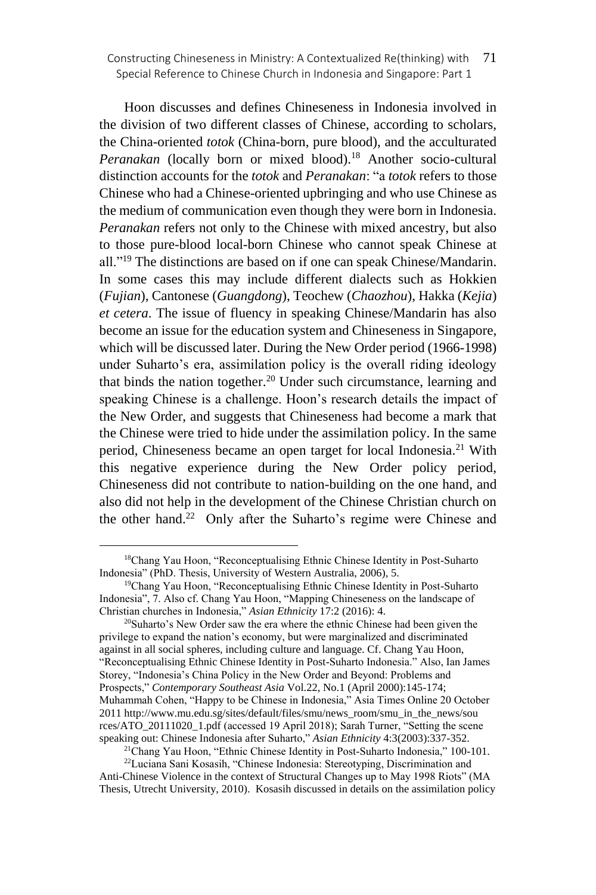Hoon discusses and defines Chineseness in Indonesia involved in the division of two different classes of Chinese, according to scholars, the China-oriented *totok* (China-born, pure blood), and the acculturated *Peranakan* (locally born or mixed blood).[18] Another socio-cultural distinction accounts for the *totok* and *Peranakan*: "a *totok* refers to those Chinese who had a Chinese-oriented upbringing and who use Chinese as the medium of communication even though they were born in Indonesia. *Peranakan* refers not only to the Chinese with mixed ancestry, but also to those pure-blood local-born Chinese who cannot speak Chinese at all."[19] The distinctions are based on if one can speak Chinese/Mandarin. In some cases this may include different dialects such as Hokkien (*Fujian*), Cantonese (*Guangdong*), Teochew (*Chaozhou*), Hakka (*Kejia*) *et cetera*. The issue of fluency in speaking Chinese/Mandarin has also become an issue for the education system and Chineseness in Singapore, which will be discussed later. During the New Order period (1966-1998) under Suharto's era, assimilation policy is the overall riding ideology that binds the nation together.[20] Under such circumstance, learning and speaking Chinese is a challenge. Hoon's research details the impact of the New Order, and suggests that Chineseness had become a mark that the Chinese were tried to hide under the assimilation policy. In the same period, Chineseness became an open target for local Indonesia.[21] With this negative experience during the New Order policy period, Chineseness did not contribute to nation-building on the one hand, and also did not help in the development of the Chinese Christian church on the other hand.[22] Only after the Suharto's regime were Chinese and

---

[18] Chang Yau Hoon, "Reconceptualising Ethnic Chinese Identity in Post-Suharto Indonesia" (PhD. Thesis, University of Western Australia, 2006), 5.

[19] Chang Yau Hoon, "Reconceptualising Ethnic Chinese Identity in Post-Suharto Indonesia", 7. Also cf. Chang Yau Hoon, "Mapping Chineseness on the landscape of Christian churches in Indonesia," *Asian Ethnicity* 17:2 (2016): 4.

[20] Suharto's New Order saw the era where the ethnic Chinese had been given the privilege to expand the nation's economy, but were marginalized and discriminated against in all social spheres, including culture and language. Cf. Chang Yau Hoon, "Reconceptualising Ethnic Chinese Identity in Post-Suharto Indonesia." Also, Ian James Storey, "Indonesia's China Policy in the New Order and Beyond: Problems and Prospects," *Contemporary Southeast Asia* Vol.22, No.1 (April 2000):145-174; Muhammah Cohen, "Happy to be Chinese in Indonesia," Asia Times Online 20 October 2011 http://www.mu.edu.sg/sites/default/files/smu/news_room/smu_in_the_news/sources/ATO_20111020_1.pdf (accessed 19 April 2018); Sarah Turner, "Setting the scene speaking out: Chinese Indonesia after Suharto," *Asian Ethnicity* 4:3(2003):337-352.

[21] Chang Yau Hoon, "Ethnic Chinese Identity in Post-Suharto Indonesia," 100-101.

[22] Luciana Sani Kosasih, "Chinese Indonesia: Stereotyping, Discrimination and Anti-Chinese Violence in the context of Structural Changes up to May 1998 Riots" (MA Thesis, Utrecht University, 2010). Kosasih discussed in details on the assimilation policy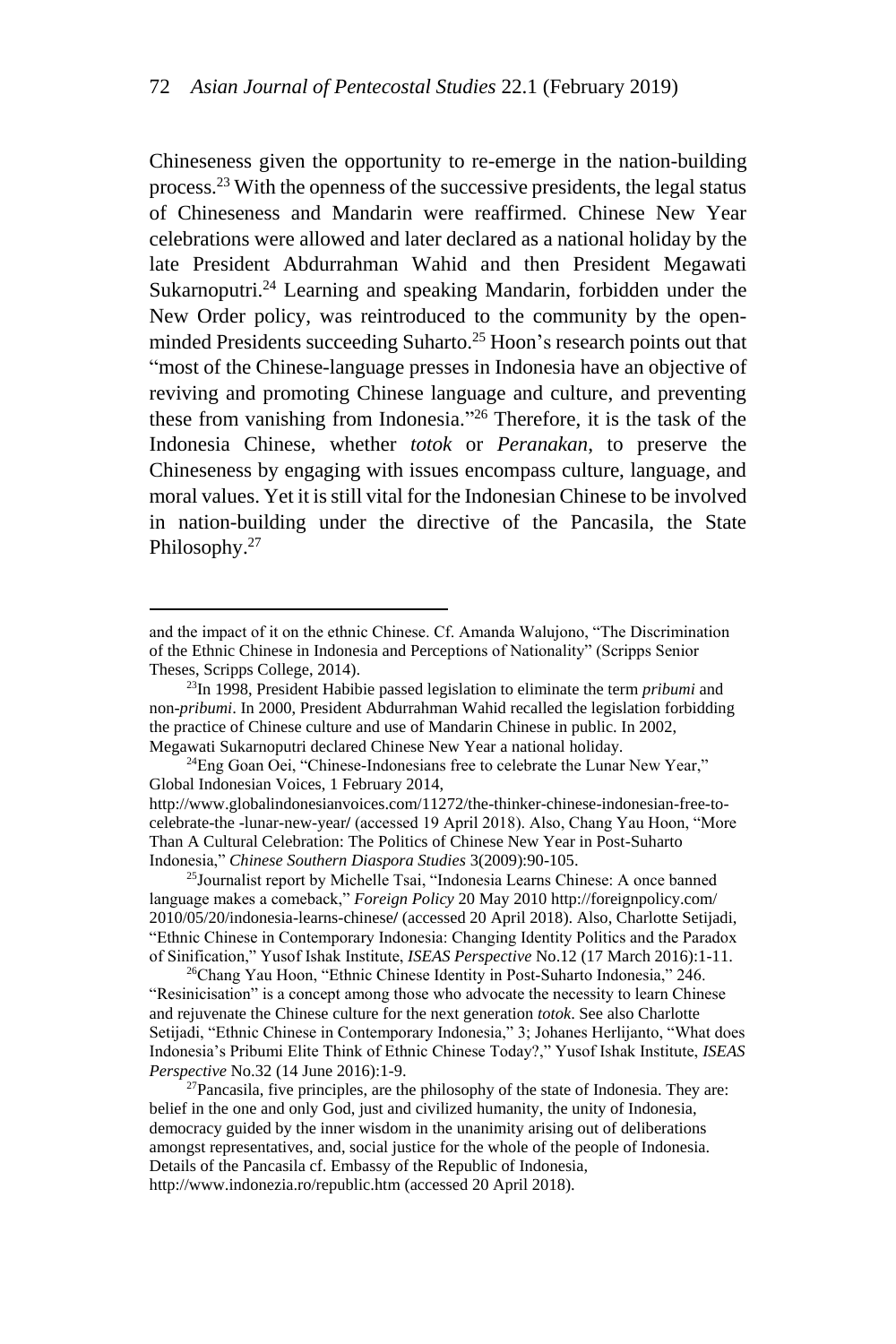Chineseness given the opportunity to re-emerge in the nation-building process.[23] With the openness of the successive presidents, the legal status of Chineseness and Mandarin were reaffirmed. Chinese New Year celebrations were allowed and later declared as a national holiday by the late President Abdurrahman Wahid and then President Megawati Sukarnoputri.[24] Learning and speaking Mandarin, forbidden under the New Order policy, was reintroduced to the community by the open-minded Presidents succeeding Suharto.[25] Hoon's research points out that "most of the Chinese-language presses in Indonesia have an objective of reviving and promoting Chinese language and culture, and preventing these from vanishing from Indonesia."[26] Therefore, it is the task of the Indonesia Chinese, whether *totok* or *Peranakan*, to preserve the Chineseness by engaging with issues encompass culture, language, and moral values. Yet it is still vital for the Indonesian Chinese to be involved in nation-building under the directive of the Pancasila, the State Philosophy.[27]

---

and the impact of it on the ethnic Chinese. Cf. Amanda Walujono, "The Discrimination of the Ethnic Chinese in Indonesia and Perceptions of Nationality" (Scripps Senior Theses, Scripps College, 2014).

[23]In 1998, President Habibie passed legislation to eliminate the term *pribumi* and non-*pribumi*. In 2000, President Abdurrahman Wahid recalled the legislation forbidding the practice of Chinese culture and use of Mandarin Chinese in public. In 2002, Megawati Sukarnoputri declared Chinese New Year a national holiday.

[24]Eng Goan Oei, "Chinese-Indonesians free to celebrate the Lunar New Year," Global Indonesian Voices, 1 February 2014, http://www.globalindonesianvoices.com/11272/the-thinker-chinese-indonesian-free-to-celebrate-the -lunar-new-year/ (accessed 19 April 2018). Also, Chang Yau Hoon, "More Than A Cultural Celebration: The Politics of Chinese New Year in Post-Suharto Indonesia," *Chinese Southern Diaspora Studies* 3(2009):90-105.

[25]Journalist report by Michelle Tsai, "Indonesia Learns Chinese: A once banned language makes a comeback," *Foreign Policy* 20 May 2010 http://foreignpolicy.com/2010/05/20/indonesia-learns-chinese/ (accessed 20 April 2018). Also, Charlotte Setijadi, "Ethnic Chinese in Contemporary Indonesia: Changing Identity Politics and the Paradox of Sinification," Yusof Ishak Institute, *ISEAS Perspective* No.12 (17 March 2016):1-11.

[26]Chang Yau Hoon, "Ethnic Chinese Identity in Post-Suharto Indonesia," 246. "Resinicisation" is a concept among those who advocate the necessity to learn Chinese and rejuvenate the Chinese culture for the next generation *totok*. See also Charlotte Setijadi, "Ethnic Chinese in Contemporary Indonesia," 3; Johanes Herlijanto, "What does Indonesia's Pribumi Elite Think of Ethnic Chinese Today?," Yusof Ishak Institute, *ISEAS Perspective* No.32 (14 June 2016):1-9.

[27]Pancasila, five principles, are the philosophy of the state of Indonesia. They are: belief in the one and only God, just and civilized humanity, the unity of Indonesia, democracy guided by the inner wisdom in the unanimity arising out of deliberations amongst representatives, and, social justice for the whole of the people of Indonesia. Details of the Pancasila cf. Embassy of the Republic of Indonesia, http://www.indonezia.ro/republic.htm (accessed 20 April 2018).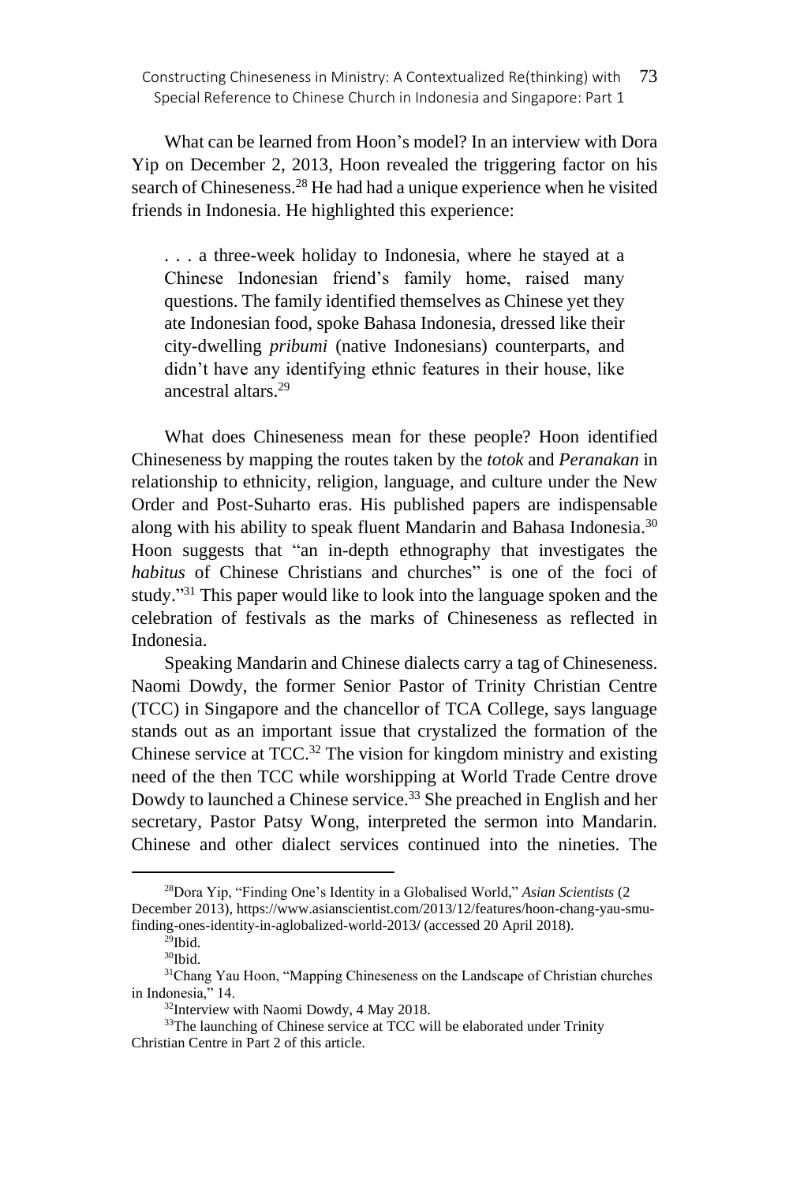What can be learned from Hoon's model? In an interview with Dora Yip on December 2, 2013, Hoon revealed the triggering factor on his search of Chineseness.[28] He had had a unique experience when he visited friends in Indonesia. He highlighted this experience:

> . . . a three-week holiday to Indonesia, where he stayed at a Chinese Indonesian friend's family home, raised many questions. The family identified themselves as Chinese yet they ate Indonesian food, spoke Bahasa Indonesia, dressed like their city-dwelling *pribumi* (native Indonesians) counterparts, and didn't have any identifying ethnic features in their house, like ancestral altars.[29]

What does Chineseness mean for these people? Hoon identified Chineseness by mapping the routes taken by the *totok* and *Peranakan* in relationship to ethnicity, religion, language, and culture under the New Order and Post-Suharto eras. His published papers are indispensable along with his ability to speak fluent Mandarin and Bahasa Indonesia.[30] Hoon suggests that "an in-depth ethnography that investigates the *habitus* of Chinese Christians and churches" is one of the foci of study."[31] This paper would like to look into the language spoken and the celebration of festivals as the marks of Chineseness as reflected in Indonesia.

Speaking Mandarin and Chinese dialects carry a tag of Chineseness. Naomi Dowdy, the former Senior Pastor of Trinity Christian Centre (TCC) in Singapore and the chancellor of TCA College, says language stands out as an important issue that crystalized the formation of the Chinese service at TCC.[32] The vision for kingdom ministry and existing need of the then TCC while worshipping at World Trade Centre drove Dowdy to launched a Chinese service.[33] She preached in English and her secretary, Pastor Patsy Wong, interpreted the sermon into Mandarin. Chinese and other dialect services continued into the nineties. The

---

[28] Dora Yip, "Finding One's Identity in a Globalised World," *Asian Scientists* (2 December 2013), https://www.asianscientist.com/2013/12/features/hoon-chang-yau-smu-finding-ones-identity-in-aglobalized-world-2013/ (accessed 20 April 2018).

[29] Ibid.

[30] Ibid.

[31] Chang Yau Hoon, "Mapping Chineseness on the Landscape of Christian churches in Indonesia," 14.

[32] Interview with Naomi Dowdy, 4 May 2018.

[33] The launching of Chinese service at TCC will be elaborated under Trinity Christian Centre in Part 2 of this article.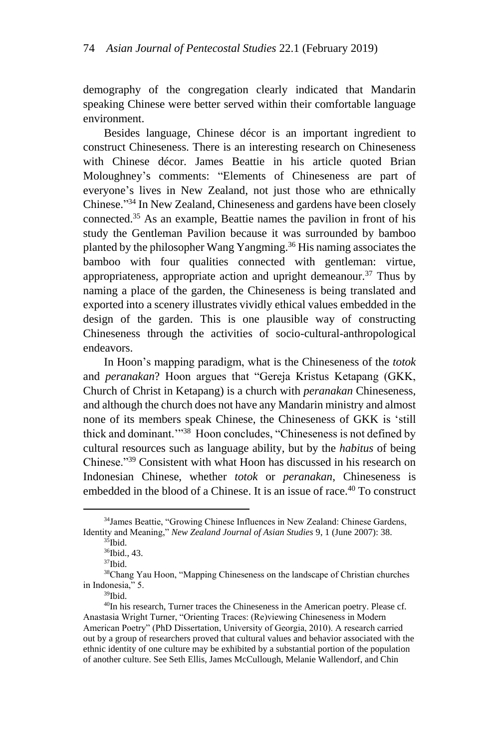demography of the congregation clearly indicated that Mandarin speaking Chinese were better served within their comfortable language environment.

Besides language, Chinese décor is an important ingredient to construct Chineseness. There is an interesting research on Chineseness with Chinese décor. James Beattie in his article quoted Brian Moloughney's comments: "Elements of Chineseness are part of everyone's lives in New Zealand, not just those who are ethnically Chinese."[34] In New Zealand, Chineseness and gardens have been closely connected.[35] As an example, Beattie names the pavilion in front of his study the Gentleman Pavilion because it was surrounded by bamboo planted by the philosopher Wang Yangming.[36] His naming associates the bamboo with four qualities connected with gentleman: virtue, appropriateness, appropriate action and upright demeanour.[37] Thus by naming a place of the garden, the Chineseness is being translated and exported into a scenery illustrates vividly ethical values embedded in the design of the garden. This is one plausible way of constructing Chineseness through the activities of socio-cultural-anthropological endeavors.

In Hoon's mapping paradigm, what is the Chineseness of the *totok* and *peranakan*? Hoon argues that "Gereja Kristus Ketapang (GKK, Church of Christ in Ketapang) is a church with *peranakan* Chineseness, and although the church does not have any Mandarin ministry and almost none of its members speak Chinese, the Chineseness of GKK is 'still thick and dominant.'"[38] Hoon concludes, "Chineseness is not defined by cultural resources such as language ability, but by the *habitus* of being Chinese."[39] Consistent with what Hoon has discussed in his research on Indonesian Chinese, whether *totok* or *peranakan*, Chineseness is embedded in the blood of a Chinese. It is an issue of race.[40] To construct

---

[34]James Beattie, "Growing Chinese Influences in New Zealand: Chinese Gardens, Identity and Meaning," *New Zealand Journal of Asian Studies* 9, 1 (June 2007): 38.

[35]Ibid.

[36]Ibid., 43.

[37]Ibid.

[38]Chang Yau Hoon, "Mapping Chineseness on the landscape of Christian churches in Indonesia," 5.

[39]Ibid.

[40]In his research, Turner traces the Chineseness in the American poetry. Please cf. Anastasia Wright Turner, "Orienting Traces: (Re)viewing Chineseness in Modern American Poetry" (PhD Dissertation, University of Georgia, 2010). A research carried out by a group of researchers proved that cultural values and behavior associated with the ethnic identity of one culture may be exhibited by a substantial portion of the population of another culture. See Seth Ellis, James McCullough, Melanie Wallendorf, and Chin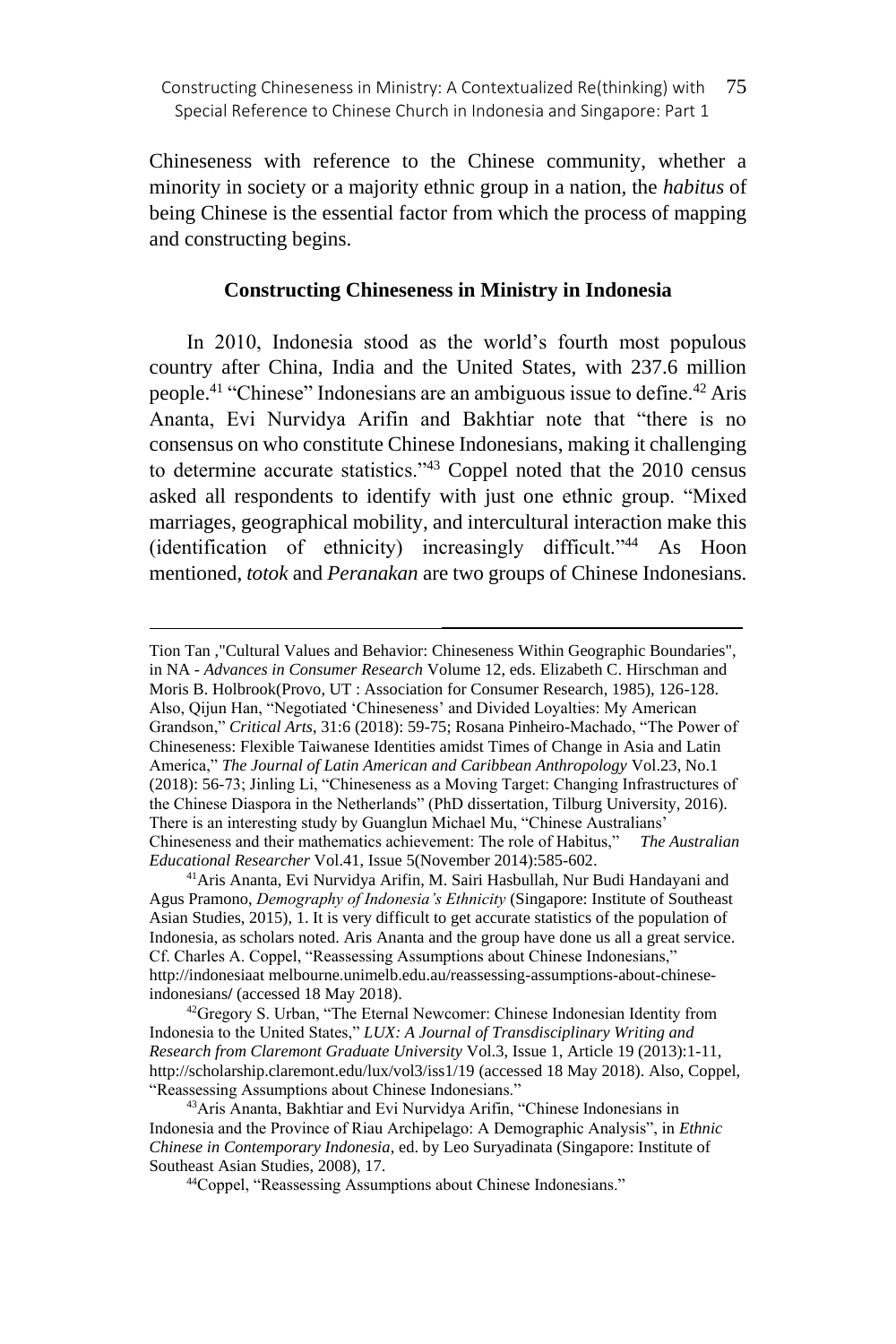Chineseness with reference to the Chinese community, whether a minority in society or a majority ethnic group in a nation, the *habitus* of being Chinese is the essential factor from which the process of mapping and constructing begins.

### Constructing Chineseness in Ministry in Indonesia

In 2010, Indonesia stood as the world's fourth most populous country after China, India and the United States, with 237.6 million people.[41] "Chinese" Indonesians are an ambiguous issue to define.[42] Aris Ananta, Evi Nurvidya Arifin and Bakhtiar note that "there is no consensus on who constitute Chinese Indonesians, making it challenging to determine accurate statistics."[43] Coppel noted that the 2010 census asked all respondents to identify with just one ethnic group. "Mixed marriages, geographical mobility, and intercultural interaction make this (identification of ethnicity) increasingly difficult."[44] As Hoon mentioned, *totok* and *Peranakan* are two groups of Chinese Indonesians.

---

Tion Tan ,"Cultural Values and Behavior: Chineseness Within Geographic Boundaries", in NA - *Advances in Consumer Research* Volume 12, eds. Elizabeth C. Hirschman and Moris B. Holbrook(Provo, UT : Association for Consumer Research, 1985), 126-128. Also, Qijun Han, "Negotiated 'Chineseness' and Divided Loyalties: My American Grandson," *Critical Arts*, 31:6 (2018): 59-75; Rosana Pinheiro-Machado, "The Power of Chineseness: Flexible Taiwanese Identities amidst Times of Change in Asia and Latin America," *The Journal of Latin American and Caribbean Anthropology* Vol.23, No.1 (2018): 56-73; Jinling Li, "Chineseness as a Moving Target: Changing Infrastructures of the Chinese Diaspora in the Netherlands" (PhD dissertation, Tilburg University, 2016). There is an interesting study by Guanglun Michael Mu, "Chinese Australians' Chineseness and their mathematics achievement: The role of Habitus," *The Australian Educational Researcher* Vol.41, Issue 5(November 2014):585-602.

[41] Aris Ananta, Evi Nurvidya Arifin, M. Sairi Hasbullah, Nur Budi Handayani and Agus Pramono, *Demography of Indonesia's Ethnicity* (Singapore: Institute of Southeast Asian Studies, 2015), 1. It is very difficult to get accurate statistics of the population of Indonesia, as scholars noted. Aris Ananta and the group have done us all a great service. Cf. Charles A. Coppel, "Reassessing Assumptions about Chinese Indonesians," http://indonesiaat melbourne.unimelb.edu.au/reassessing-assumptions-about-chinese-indonesians/ (accessed 18 May 2018).

[42] Gregory S. Urban, "The Eternal Newcomer: Chinese Indonesian Identity from Indonesia to the United States," *LUX: A Journal of Transdisciplinary Writing and Research from Claremont Graduate University* Vol.3, Issue 1, Article 19 (2013):1-11, http://scholarship.claremont.edu/lux/vol3/iss1/19 (accessed 18 May 2018). Also, Coppel, "Reassessing Assumptions about Chinese Indonesians."

[43] Aris Ananta, Bakhtiar and Evi Nurvidya Arifin, "Chinese Indonesians in Indonesia and the Province of Riau Archipelago: A Demographic Analysis", in *Ethnic Chinese in Contemporary Indonesia*, ed. by Leo Suryadinata (Singapore: Institute of Southeast Asian Studies, 2008), 17.

[44] Coppel, "Reassessing Assumptions about Chinese Indonesians."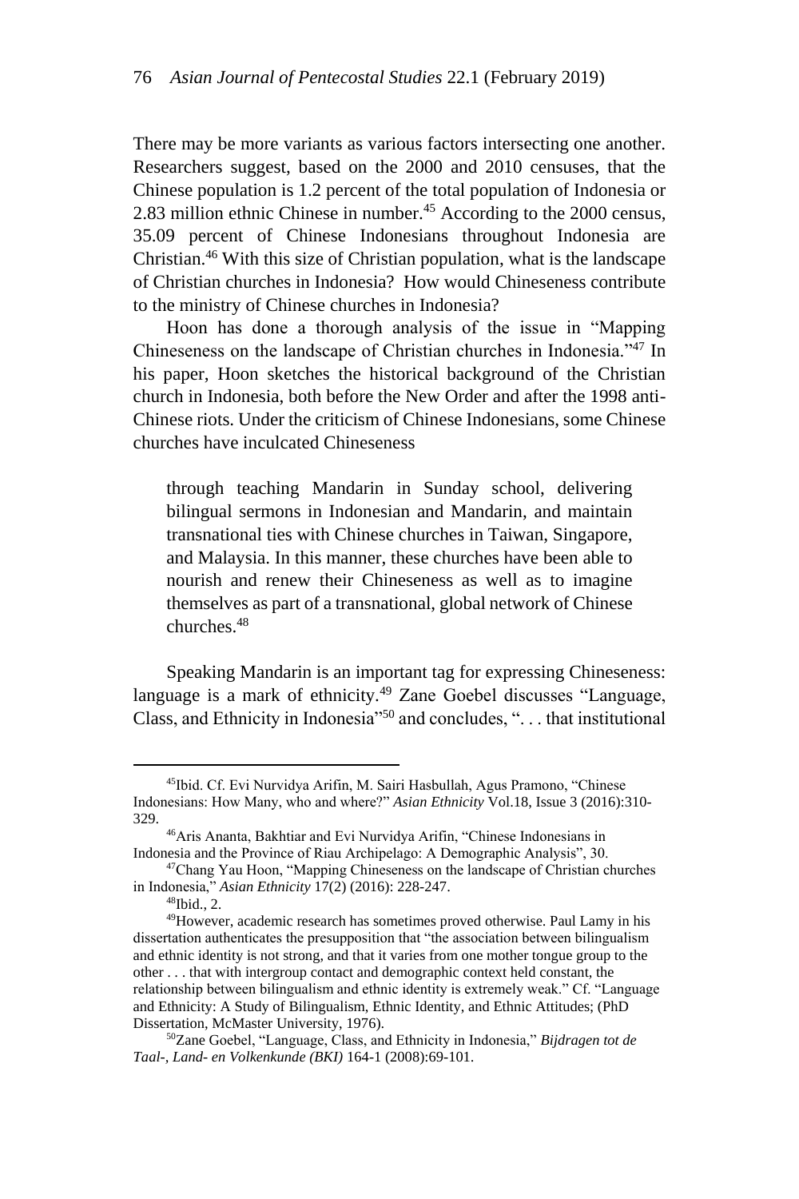There may be more variants as various factors intersecting one another. Researchers suggest, based on the 2000 and 2010 censuses, that the Chinese population is 1.2 percent of the total population of Indonesia or 2.83 million ethnic Chinese in number.[45] According to the 2000 census, 35.09 percent of Chinese Indonesians throughout Indonesia are Christian.[46] With this size of Christian population, what is the landscape of Christian churches in Indonesia? How would Chineseness contribute to the ministry of Chinese churches in Indonesia?

Hoon has done a thorough analysis of the issue in "Mapping Chineseness on the landscape of Christian churches in Indonesia."[47] In his paper, Hoon sketches the historical background of the Christian church in Indonesia, both before the New Order and after the 1998 anti-Chinese riots. Under the criticism of Chinese Indonesians, some Chinese churches have inculcated Chineseness

> through teaching Mandarin in Sunday school, delivering bilingual sermons in Indonesian and Mandarin, and maintain transnational ties with Chinese churches in Taiwan, Singapore, and Malaysia. In this manner, these churches have been able to nourish and renew their Chineseness as well as to imagine themselves as part of a transnational, global network of Chinese churches.[48]

Speaking Mandarin is an important tag for expressing Chineseness: language is a mark of ethnicity.[49] Zane Goebel discusses "Language, Class, and Ethnicity in Indonesia"[50] and concludes, ". . . that institutional

---

[45] Ibid. Cf. Evi Nurvidya Arifin, M. Sairi Hasbullah, Agus Pramono, "Chinese Indonesians: How Many, who and where?" *Asian Ethnicity* Vol.18, Issue 3 (2016):310-329.

[46] Aris Ananta, Bakhtiar and Evi Nurvidya Arifin, "Chinese Indonesians in Indonesia and the Province of Riau Archipelago: A Demographic Analysis", 30.

[47] Chang Yau Hoon, "Mapping Chineseness on the landscape of Christian churches in Indonesia," *Asian Ethnicity* 17(2) (2016): 228-247.

[48] Ibid., 2.

[49] However, academic research has sometimes proved otherwise. Paul Lamy in his dissertation authenticates the presupposition that "the association between bilingualism and ethnic identity is not strong, and that it varies from one mother tongue group to the other . . . that with intergroup contact and demographic context held constant, the relationship between bilingualism and ethnic identity is extremely weak." Cf. "Language and Ethnicity: A Study of Bilingualism, Ethnic Identity, and Ethnic Attitudes; (PhD Dissertation, McMaster University, 1976).

[50] Zane Goebel, "Language, Class, and Ethnicity in Indonesia," *Bijdragen tot de Taal-, Land- en Volkenkunde (BKI)* 164-1 (2008):69-101.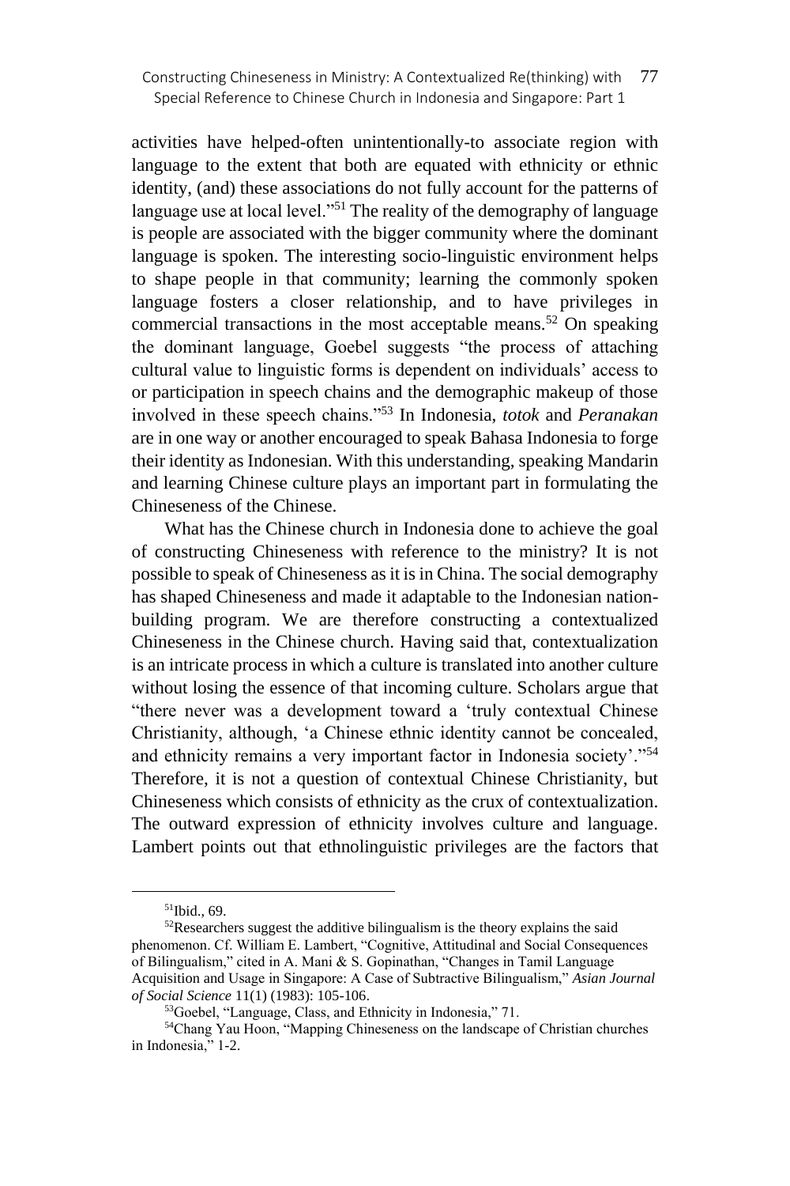activities have helped-often unintentionally-to associate region with language to the extent that both are equated with ethnicity or ethnic identity, (and) these associations do not fully account for the patterns of language use at local level."[51] The reality of the demography of language is people are associated with the bigger community where the dominant language is spoken. The interesting socio-linguistic environment helps to shape people in that community; learning the commonly spoken language fosters a closer relationship, and to have privileges in commercial transactions in the most acceptable means.[52] On speaking the dominant language, Goebel suggests "the process of attaching cultural value to linguistic forms is dependent on individuals' access to or participation in speech chains and the demographic makeup of those involved in these speech chains."[53] In Indonesia, *totok* and *Peranakan* are in one way or another encouraged to speak Bahasa Indonesia to forge their identity as Indonesian. With this understanding, speaking Mandarin and learning Chinese culture plays an important part in formulating the Chineseness of the Chinese.

What has the Chinese church in Indonesia done to achieve the goal of constructing Chineseness with reference to the ministry? It is not possible to speak of Chineseness as it is in China. The social demography has shaped Chineseness and made it adaptable to the Indonesian nation-building program. We are therefore constructing a contextualized Chineseness in the Chinese church. Having said that, contextualization is an intricate process in which a culture is translated into another culture without losing the essence of that incoming culture. Scholars argue that "there never was a development toward a 'truly contextual Chinese Christianity, although, 'a Chinese ethnic identity cannot be concealed, and ethnicity remains a very important factor in Indonesia society'."[54] Therefore, it is not a question of contextual Chinese Christianity, but Chineseness which consists of ethnicity as the crux of contextualization. The outward expression of ethnicity involves culture and language. Lambert points out that ethnolinguistic privileges are the factors that

---

[51] Ibid., 69.

[52] Researchers suggest the additive bilingualism is the theory explains the said phenomenon. Cf. William E. Lambert, "Cognitive, Attitudinal and Social Consequences of Bilingualism," cited in A. Mani & S. Gopinathan, "Changes in Tamil Language Acquisition and Usage in Singapore: A Case of Subtractive Bilingualism," *Asian Journal of Social Science* 11(1) (1983): 105-106.

[53] Goebel, "Language, Class, and Ethnicity in Indonesia," 71.

[54] Chang Yau Hoon, "Mapping Chineseness on the landscape of Christian churches in Indonesia," 1-2.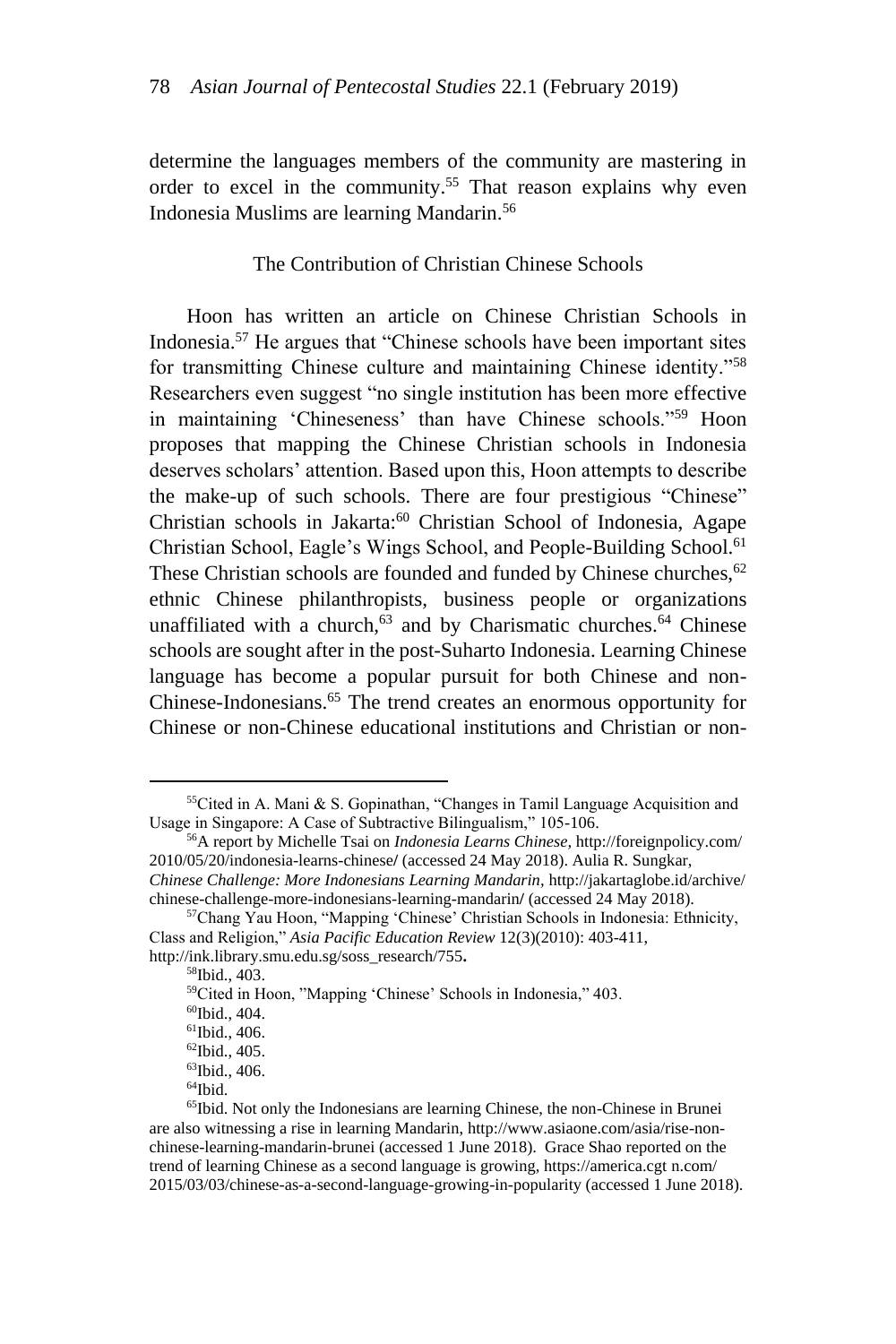determine the languages members of the community are mastering in order to excel in the community.[55] That reason explains why even Indonesia Muslims are learning Mandarin.[56]

## The Contribution of Christian Chinese Schools

Hoon has written an article on Chinese Christian Schools in Indonesia.[57] He argues that "Chinese schools have been important sites for transmitting Chinese culture and maintaining Chinese identity."[58] Researchers even suggest "no single institution has been more effective in maintaining 'Chineseness' than have Chinese schools."[59] Hoon proposes that mapping the Chinese Christian schools in Indonesia deserves scholars' attention. Based upon this, Hoon attempts to describe the make-up of such schools. There are four prestigious "Chinese" Christian schools in Jakarta:[60] Christian School of Indonesia, Agape Christian School, Eagle's Wings School, and People-Building School.[61] These Christian schools are founded and funded by Chinese churches,[62] ethnic Chinese philanthropists, business people or organizations unaffiliated with a church,[63] and by Charismatic churches.[64] Chinese schools are sought after in the post-Suharto Indonesia. Learning Chinese language has become a popular pursuit for both Chinese and non-Chinese-Indonesians.[65] The trend creates an enormous opportunity for Chinese or non-Chinese educational institutions and Christian or non-

---

[55]Cited in A. Mani & S. Gopinathan, "Changes in Tamil Language Acquisition and Usage in Singapore: A Case of Subtractive Bilingualism," 105-106.

[56]A report by Michelle Tsai on *Indonesia Learns Chinese,* http://foreignpolicy.com/2010/05/20/indonesia-learns-chinese/ (accessed 24 May 2018). Aulia R. Sungkar, *Chinese Challenge: More Indonesians Learning Mandarin,* http://jakartaglobe.id/archive/chinese-challenge-more-indonesians-learning-mandarin/ (accessed 24 May 2018).

[57]Chang Yau Hoon, "Mapping 'Chinese' Christian Schools in Indonesia: Ethnicity, Class and Religion," *Asia Pacific Education Review* 12(3)(2010): 403-411, http://ink.library.smu.edu.sg/soss_research/755.

[58]Ibid., 403.

[59]Cited in Hoon, "Mapping 'Chinese' Schools in Indonesia," 403.

[60]Ibid., 404.

[61]Ibid., 406.

[62]Ibid., 405.

[63]Ibid., 406.

[64]Ibid.

[65]Ibid. Not only the Indonesians are learning Chinese, the non-Chinese in Brunei are also witnessing a rise in learning Mandarin, http://www.asiaone.com/asia/rise-non-chinese-learning-mandarin-brunei (accessed 1 June 2018). Grace Shao reported on the trend of learning Chinese as a second language is growing, https://america.cgt n.com/2015/03/03/chinese-as-a-second-language-growing-in-popularity (accessed 1 June 2018).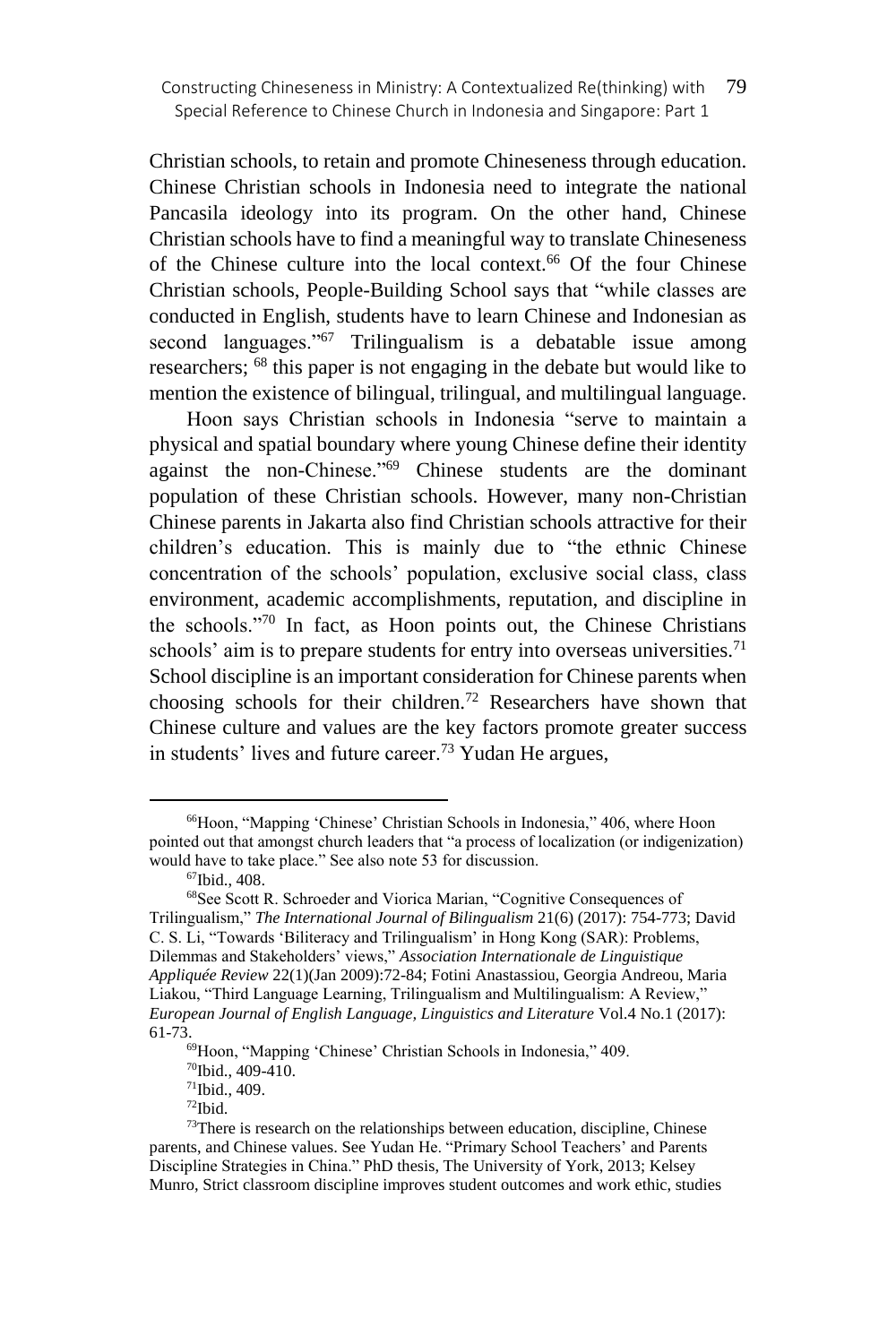Christian schools, to retain and promote Chineseness through education. Chinese Christian schools in Indonesia need to integrate the national Pancasila ideology into its program. On the other hand, Chinese Christian schools have to find a meaningful way to translate Chineseness of the Chinese culture into the local context.[66] Of the four Chinese Christian schools, People-Building School says that "while classes are conducted in English, students have to learn Chinese and Indonesian as second languages."[67] Trilingualism is a debatable issue among researchers; [68] this paper is not engaging in the debate but would like to mention the existence of bilingual, trilingual, and multilingual language.

Hoon says Christian schools in Indonesia "serve to maintain a physical and spatial boundary where young Chinese define their identity against the non-Chinese."[69] Chinese students are the dominant population of these Christian schools. However, many non-Christian Chinese parents in Jakarta also find Christian schools attractive for their children's education. This is mainly due to "the ethnic Chinese concentration of the schools' population, exclusive social class, class environment, academic accomplishments, reputation, and discipline in the schools."[70] In fact, as Hoon points out, the Chinese Christians schools' aim is to prepare students for entry into overseas universities.[71] School discipline is an important consideration for Chinese parents when choosing schools for their children.[72] Researchers have shown that Chinese culture and values are the key factors promote greater success in students' lives and future career.[73] Yudan He argues,

---

[66] Hoon, "Mapping 'Chinese' Christian Schools in Indonesia," 406, where Hoon pointed out that amongst church leaders that "a process of localization (or indigenization) would have to take place." See also note 53 for discussion.

[67] Ibid., 408.

[68] See Scott R. Schroeder and Viorica Marian, "Cognitive Consequences of Trilingualism," *The International Journal of Bilingualism* 21(6) (2017): 754-773; David C. S. Li, "Towards 'Biliteracy and Trilingualism' in Hong Kong (SAR): Problems, Dilemmas and Stakeholders' views," *Association Internationale de Linguistique Appliquée Review* 22(1)(Jan 2009):72-84; Fotini Anastassiou, Georgia Andreou, Maria Liakou, "Third Language Learning, Trilingualism and Multilingualism: A Review," *European Journal of English Language, Linguistics and Literature* Vol.4 No.1 (2017): 61-73.

[69] Hoon, "Mapping 'Chinese' Christian Schools in Indonesia," 409.

[70] Ibid., 409-410.

[71] Ibid., 409.

[72] Ibid.

[73] There is research on the relationships between education, discipline, Chinese parents, and Chinese values. See Yudan He. "Primary School Teachers' and Parents Discipline Strategies in China." PhD thesis, The University of York, 2013; Kelsey Munro, Strict classroom discipline improves student outcomes and work ethic, studies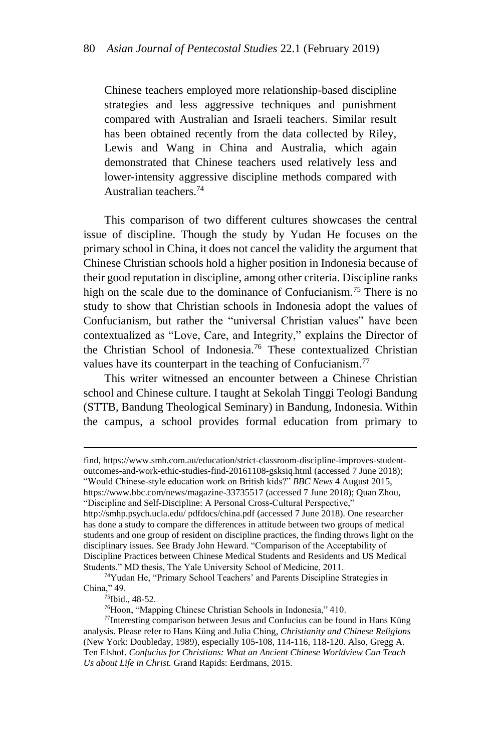Chinese teachers employed more relationship-based discipline strategies and less aggressive techniques and punishment compared with Australian and Israeli teachers. Similar result has been obtained recently from the data collected by Riley, Lewis and Wang in China and Australia, which again demonstrated that Chinese teachers used relatively less and lower-intensity aggressive discipline methods compared with Australian teachers.[74]

This comparison of two different cultures showcases the central issue of discipline. Though the study by Yudan He focuses on the primary school in China, it does not cancel the validity the argument that Chinese Christian schools hold a higher position in Indonesia because of their good reputation in discipline, among other criteria. Discipline ranks high on the scale due to the dominance of Confucianism.[75] There is no study to show that Christian schools in Indonesia adopt the values of Confucianism, but rather the "universal Christian values" have been contextualized as "Love, Care, and Integrity," explains the Director of the Christian School of Indonesia.[76] These contextualized Christian values have its counterpart in the teaching of Confucianism.[77]

This writer witnessed an encounter between a Chinese Christian school and Chinese culture. I taught at Sekolah Tinggi Teologi Bandung (STTB, Bandung Theological Seminary) in Bandung, Indonesia. Within the campus, a school provides formal education from primary to

---

find, https://www.smh.com.au/education/strict-classroom-discipline-improves-student-outcomes-and-work-ethic-studies-find-20161108-gsksiq.html (accessed 7 June 2018); "Would Chinese-style education work on British kids?" *BBC News* 4 August 2015, https://www.bbc.com/news/magazine-33735517 (accessed 7 June 2018); Quan Zhou, "Discipline and Self-Discipline: A Personal Cross-Cultural Perspective," http://smhp.psych.ucla.edu/ pdfdocs/china.pdf (accessed 7 June 2018). One researcher has done a study to compare the differences in attitude between two groups of medical students and one group of resident on discipline practices, the finding throws light on the disciplinary issues. See Brady John Heward. "Comparison of the Acceptability of Discipline Practices between Chinese Medical Students and Residents and US Medical Students." MD thesis, The Yale University School of Medicine, 2011.

[74]Yudan He, "Primary School Teachers' and Parents Discipline Strategies in China," 49.

[75]Ibid., 48-52.

[76]Hoon, "Mapping Chinese Christian Schools in Indonesia," 410.

[77]Interesting comparison between Jesus and Confucius can be found in Hans Küng analysis. Please refer to Hans Küng and Julia Ching, *Christianity and Chinese Religions* (New York: Doubleday, 1989), especially 105-108, 114-116, 118-120. Also, Gregg A. Ten Elshof. *Confucius for Christians: What an Ancient Chinese Worldview Can Teach Us about Life in Christ.* Grand Rapids: Eerdmans, 2015.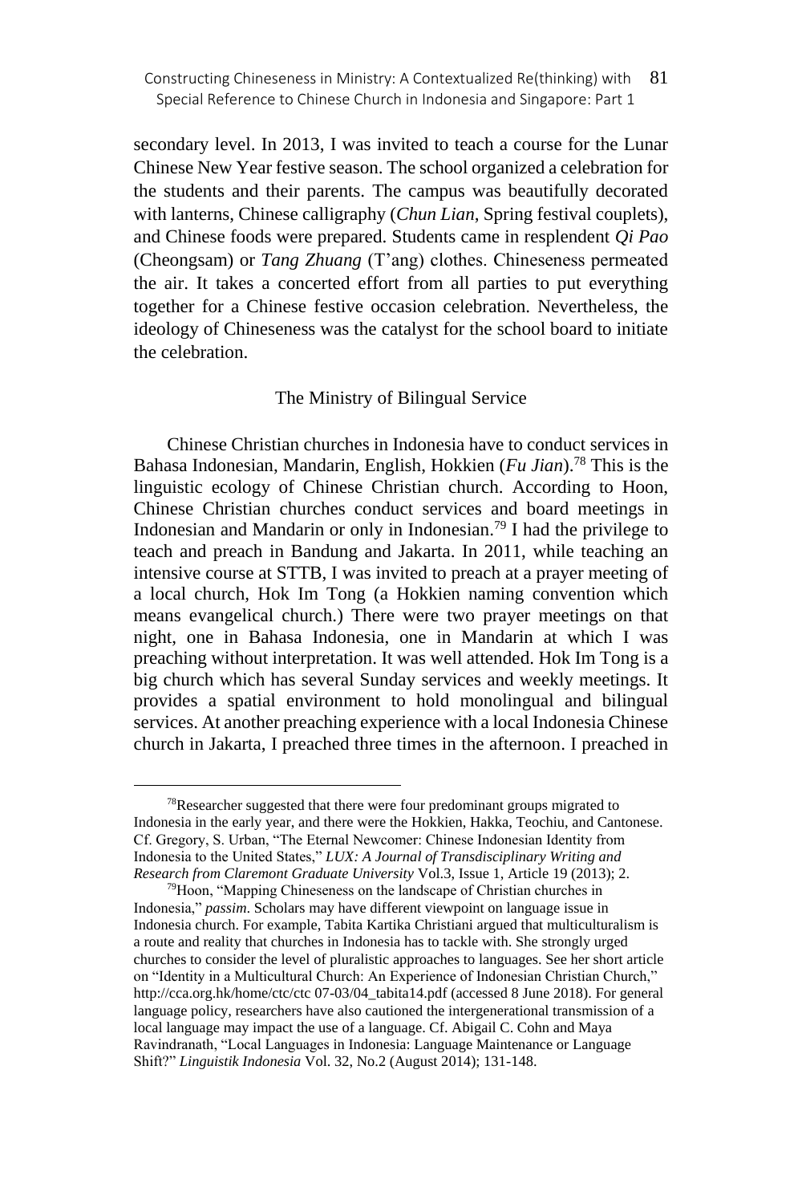secondary level. In 2013, I was invited to teach a course for the Lunar Chinese New Year festive season. The school organized a celebration for the students and their parents. The campus was beautifully decorated with lanterns, Chinese calligraphy (*Chun Lian*, Spring festival couplets), and Chinese foods were prepared. Students came in resplendent *Qi Pao* (Cheongsam) or *Tang Zhuang* (T'ang) clothes. Chineseness permeated the air. It takes a concerted effort from all parties to put everything together for a Chinese festive occasion celebration. Nevertheless, the ideology of Chineseness was the catalyst for the school board to initiate the celebration.

## The Ministry of Bilingual Service

Chinese Christian churches in Indonesia have to conduct services in Bahasa Indonesian, Mandarin, English, Hokkien (*Fu Jian*).[78] This is the linguistic ecology of Chinese Christian church. According to Hoon, Chinese Christian churches conduct services and board meetings in Indonesian and Mandarin or only in Indonesian.[79] I had the privilege to teach and preach in Bandung and Jakarta. In 2011, while teaching an intensive course at STTB, I was invited to preach at a prayer meeting of a local church, Hok Im Tong (a Hokkien naming convention which means evangelical church.) There were two prayer meetings on that night, one in Bahasa Indonesia, one in Mandarin at which I was preaching without interpretation. It was well attended. Hok Im Tong is a big church which has several Sunday services and weekly meetings. It provides a spatial environment to hold monolingual and bilingual services. At another preaching experience with a local Indonesia Chinese church in Jakarta, I preached three times in the afternoon. I preached in

---

[78]Researcher suggested that there were four predominant groups migrated to Indonesia in the early year, and there were the Hokkien, Hakka, Teochiu, and Cantonese. Cf. Gregory, S. Urban, "The Eternal Newcomer: Chinese Indonesian Identity from Indonesia to the United States," *LUX: A Journal of Transdisciplinary Writing and Research from Claremont Graduate University* Vol.3, Issue 1, Article 19 (2013); 2.

[79]Hoon, "Mapping Chineseness on the landscape of Christian churches in Indonesia," *passim*. Scholars may have different viewpoint on language issue in Indonesia church. For example, Tabita Kartika Christiani argued that multiculturalism is a route and reality that churches in Indonesia has to tackle with. She strongly urged churches to consider the level of pluralistic approaches to languages. See her short article on "Identity in a Multicultural Church: An Experience of Indonesian Christian Church," http://cca.org.hk/home/ctc/ctc 07-03/04_tabita14.pdf (accessed 8 June 2018). For general language policy, researchers have also cautioned the intergenerational transmission of a local language may impact the use of a language. Cf. Abigail C. Cohn and Maya Ravindranath, "Local Languages in Indonesia: Language Maintenance or Language Shift?" *Linguistik Indonesia* Vol. 32, No.2 (August 2014); 131-148.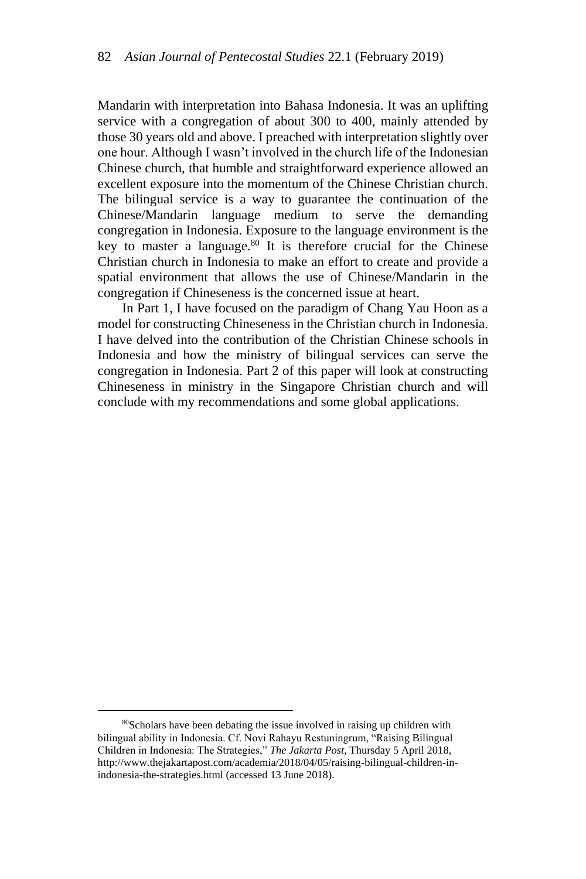Mandarin with interpretation into Bahasa Indonesia. It was an uplifting service with a congregation of about 300 to 400, mainly attended by those 30 years old and above. I preached with interpretation slightly over one hour. Although I wasn't involved in the church life of the Indonesian Chinese church, that humble and straightforward experience allowed an excellent exposure into the momentum of the Chinese Christian church. The bilingual service is a way to guarantee the continuation of the Chinese/Mandarin language medium to serve the demanding congregation in Indonesia. Exposure to the language environment is the key to master a language.[80] It is therefore crucial for the Chinese Christian church in Indonesia to make an effort to create and provide a spatial environment that allows the use of Chinese/Mandarin in the congregation if Chineseness is the concerned issue at heart.

In Part 1, I have focused on the paradigm of Chang Yau Hoon as a model for constructing Chineseness in the Christian church in Indonesia. I have delved into the contribution of the Christian Chinese schools in Indonesia and how the ministry of bilingual services can serve the congregation in Indonesia. Part 2 of this paper will look at constructing Chineseness in ministry in the Singapore Christian church and will conclude with my recommendations and some global applications.

---

[80]Scholars have been debating the issue involved in raising up children with bilingual ability in Indonesia. Cf. Novi Rahayu Restuningrum, "Raising Bilingual Children in Indonesia: The Strategies," *The Jakarta Post*, Thursday 5 April 2018, http://www.thejakartapost.com/academia/2018/04/05/raising-bilingual-children-in-indonesia-the-strategies.html (accessed 13 June 2018).